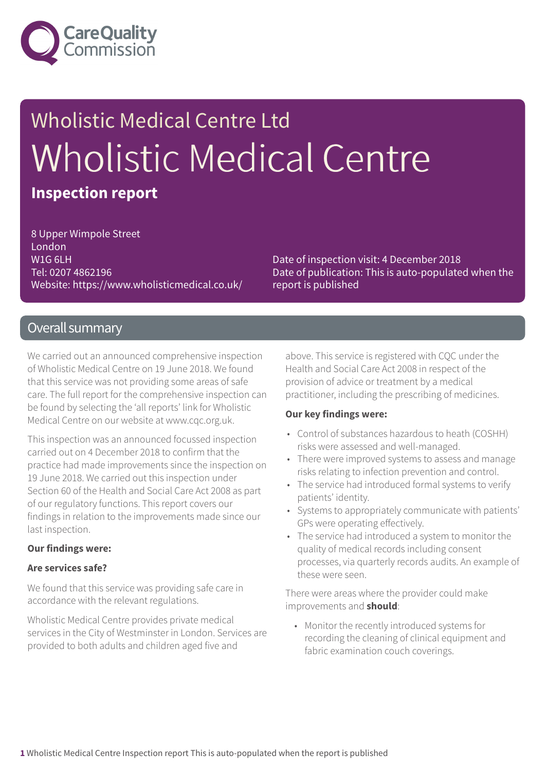Wholistic Medical Centre Ltd

# Wholistic Medical Centre

**Inspection report**

8 Upper Wimpole Street
London
W1G 6LH
Tel: 0207 4862196
Website: https://www.wholisticmedical.co.uk/

Date of inspection visit: 4 December 2018
Date of publication: This is auto-populated when the report is published

## Overall summary

We carried out an announced comprehensive inspection of Wholistic Medical Centre on 19 June 2018. We found that this service was not providing some areas of safe care. The full report for the comprehensive inspection can be found by selecting the 'all reports' link for Wholistic Medical Centre on our website at www.cqc.org.uk.

This inspection was an announced focussed inspection carried out on 4 December 2018 to confirm that the practice had made improvements since the inspection on 19 June 2018. We carried out this inspection under Section 60 of the Health and Social Care Act 2008 as part of our regulatory functions. This report covers our findings in relation to the improvements made since our last inspection.

**Our findings were:**

**Are services safe?**

We found that this service was providing safe care in accordance with the relevant regulations.

Wholistic Medical Centre provides private medical services in the City of Westminster in London. Services are provided to both adults and children aged five and above. This service is registered with CQC under the Health and Social Care Act 2008 in respect of the provision of advice or treatment by a medical practitioner, including the prescribing of medicines.

**Our key findings were:**

- Control of substances hazardous to heath (COSHH) risks were assessed and well-managed.
- There were improved systems to assess and manage risks relating to infection prevention and control.
- The service had introduced formal systems to verify patients' identity.
- Systems to appropriately communicate with patients' GPs were operating effectively.
- The service had introduced a system to monitor the quality of medical records including consent processes, via quarterly records audits. An example of these were seen.

There were areas where the provider could make improvements and **should**:

- Monitor the recently introduced systems for recording the cleaning of clinical equipment and fabric examination couch coverings.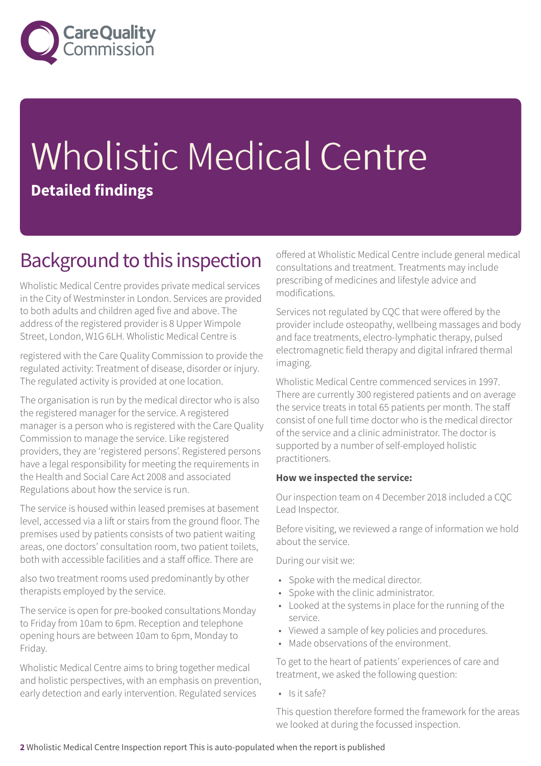# Wholistic Medical Centre

**Detailed findings**

## Background to this inspection

Wholistic Medical Centre provides private medical services in the City of Westminster in London. Services are provided to both adults and children aged five and above. The address of the registered provider is 8 Upper Wimpole Street, London, W1G 6LH. Wholistic Medical Centre is registered with the Care Quality Commission to provide the regulated activity: Treatment of disease, disorder or injury. The regulated activity is provided at one location.

The organisation is run by the medical director who is also the registered manager for the service. A registered manager is a person who is registered with the Care Quality Commission to manage the service. Like registered providers, they are 'registered persons'. Registered persons have a legal responsibility for meeting the requirements in the Health and Social Care Act 2008 and associated Regulations about how the service is run.

The service is housed within leased premises at basement level, accessed via a lift or stairs from the ground floor. The premises used by patients consists of two patient waiting areas, one doctors' consultation room, two patient toilets, both with accessible facilities and a staff office. There are also two treatment rooms used predominantly by other therapists employed by the service.

The service is open for pre-booked consultations Monday to Friday from 10am to 6pm. Reception and telephone opening hours are between 10am to 6pm, Monday to Friday.

Wholistic Medical Centre aims to bring together medical and holistic perspectives, with an emphasis on prevention, early detection and early intervention. Regulated services offered at Wholistic Medical Centre include general medical consultations and treatment. Treatments may include prescribing of medicines and lifestyle advice and modifications.

Services not regulated by CQC that were offered by the provider include osteopathy, wellbeing massages and body and face treatments, electro-lymphatic therapy, pulsed electromagnetic field therapy and digital infrared thermal imaging.

Wholistic Medical Centre commenced services in 1997. There are currently 300 registered patients and on average the service treats in total 65 patients per month. The staff consist of one full time doctor who is the medical director of the service and a clinic administrator. The doctor is supported by a number of self-employed holistic practitioners.

**How we inspected the service:**

Our inspection team on 4 December 2018 included a CQC Lead Inspector.

Before visiting, we reviewed a range of information we hold about the service.

During our visit we:

- Spoke with the medical director.
- Spoke with the clinic administrator.
- Looked at the systems in place for the running of the service.
- Viewed a sample of key policies and procedures.
- Made observations of the environment.

To get to the heart of patients' experiences of care and treatment, we asked the following question:

- Is it safe?

This question therefore formed the framework for the areas we looked at during the focussed inspection.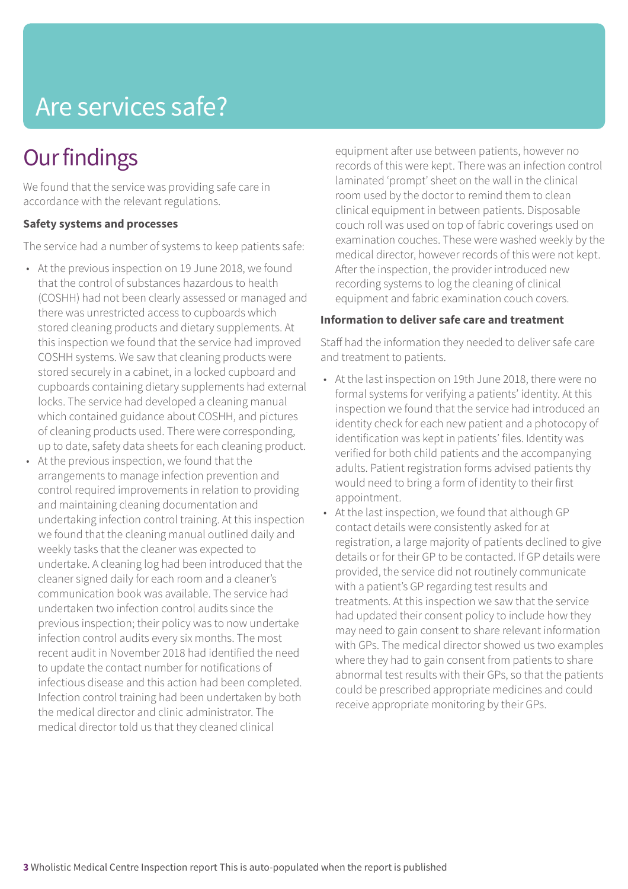# Are services safe?

## Our findings

We found that the service was providing safe care in accordance with the relevant regulations.

**Safety systems and processes**

The service had a number of systems to keep patients safe:

- At the previous inspection on 19 June 2018, we found that the control of substances hazardous to health (COSHH) had not been clearly assessed or managed and there was unrestricted access to cupboards which stored cleaning products and dietary supplements. At this inspection we found that the service had improved COSHH systems. We saw that cleaning products were stored securely in a cabinet, in a locked cupboard and cupboards containing dietary supplements had external locks. The service had developed a cleaning manual which contained guidance about COSHH, and pictures of cleaning products used. There were corresponding, up to date, safety data sheets for each cleaning product.
- At the previous inspection, we found that the arrangements to manage infection prevention and control required improvements in relation to providing and maintaining cleaning documentation and undertaking infection control training. At this inspection we found that the cleaning manual outlined daily and weekly tasks that the cleaner was expected to undertake. A cleaning log had been introduced that the cleaner signed daily for each room and a cleaner's communication book was available. The service had undertaken two infection control audits since the previous inspection; their policy was to now undertake infection control audits every six months. The most recent audit in November 2018 had identified the need to update the contact number for notifications of infectious disease and this action had been completed. Infection control training had been undertaken by both the medical director and clinic administrator. The medical director told us that they cleaned clinical equipment after use between patients, however no records of this were kept. There was an infection control laminated 'prompt' sheet on the wall in the clinical room used by the doctor to remind them to clean clinical equipment in between patients. Disposable couch roll was used on top of fabric coverings used on examination couches. These were washed weekly by the medical director, however records of this were not kept. After the inspection, the provider introduced new recording systems to log the cleaning of clinical equipment and fabric examination couch covers.

**Information to deliver safe care and treatment**

Staff had the information they needed to deliver safe care and treatment to patients.

- At the last inspection on 19th June 2018, there were no formal systems for verifying a patients' identity. At this inspection we found that the service had introduced an identity check for each new patient and a photocopy of identification was kept in patients' files. Identity was verified for both child patients and the accompanying adults. Patient registration forms advised patients thy would need to bring a form of identity to their first appointment.
- At the last inspection, we found that although GP contact details were consistently asked for at registration, a large majority of patients declined to give details or for their GP to be contacted. If GP details were provided, the service did not routinely communicate with a patient's GP regarding test results and treatments. At this inspection we saw that the service had updated their consent policy to include how they may need to gain consent to share relevant information with GPs. The medical director showed us two examples where they had to gain consent from patients to share abnormal test results with their GPs, so that the patients could be prescribed appropriate medicines and could receive appropriate monitoring by their GPs.